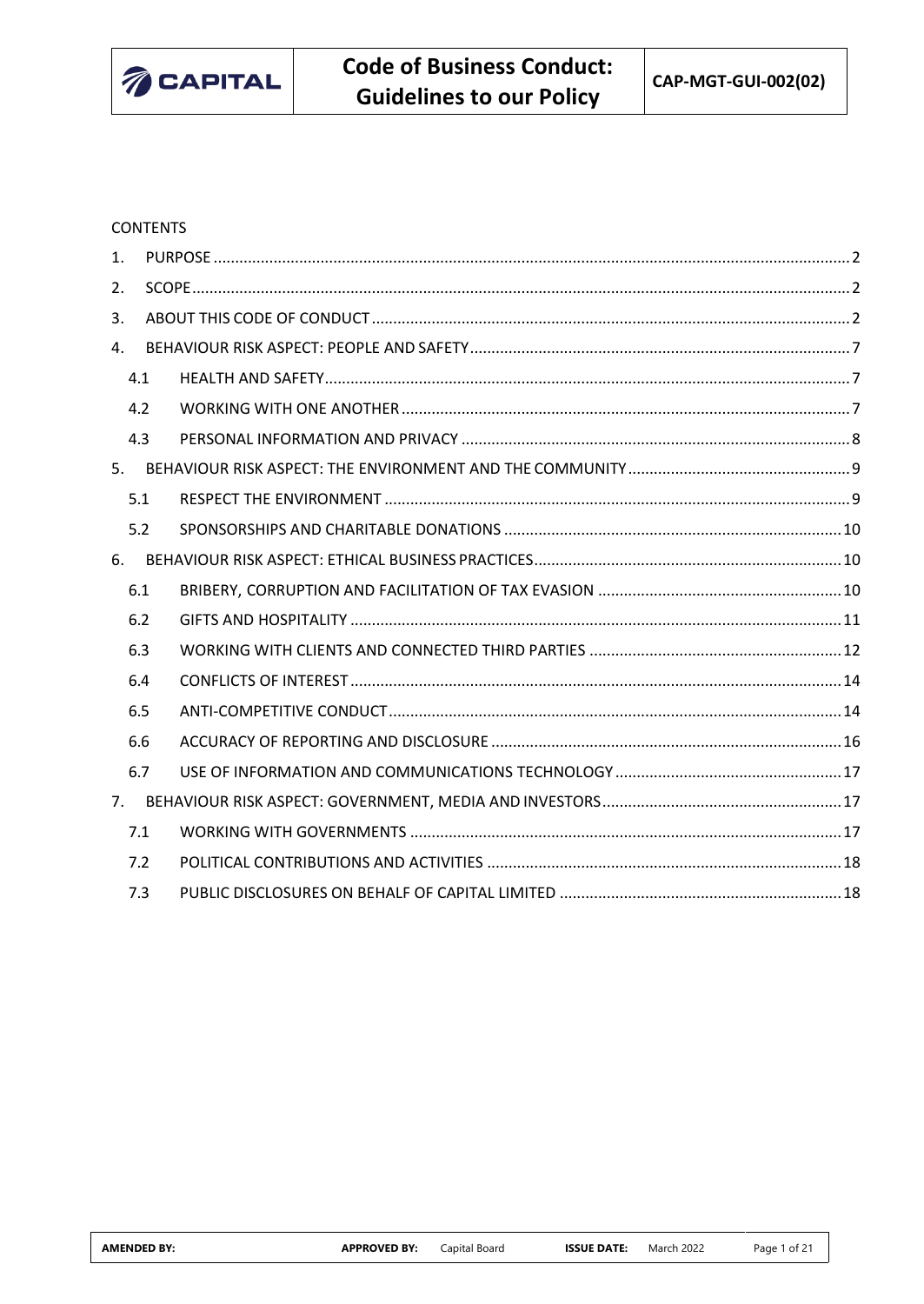CONTENTS

1. PURPOSE ........ 2
2. SCOPE ........ 2
3. ABOUT THIS CODE OF CONDUCT ........ 2
4. BEHAVIOUR RISK ASPECT: PEOPLE AND SAFETY ........ 7
   - 4.1 HEALTH AND SAFETY ........ 7
   - 4.2 WORKING WITH ONE ANOTHER ........ 7
   - 4.3 PERSONAL INFORMATION AND PRIVACY ........ 8
5. BEHAVIOUR RISK ASPECT: THE ENVIRONMENT AND THE COMMUNITY ........ 9
   - 5.1 RESPECT THE ENVIRONMENT ........ 9
   - 5.2 SPONSORSHIPS AND CHARITABLE DONATIONS ........ 10
6. BEHAVIOUR RISK ASPECT: ETHICAL BUSINESS PRACTICES ........ 10
   - 6.1 BRIBERY, CORRUPTION AND FACILITATION OF TAX EVASION ........ 10
   - 6.2 GIFTS AND HOSPITALITY ........ 11
   - 6.3 WORKING WITH CLIENTS AND CONNECTED THIRD PARTIES ........ 12
   - 6.4 CONFLICTS OF INTEREST ........ 14
   - 6.5 ANTI-COMPETITIVE CONDUCT ........ 14
   - 6.6 ACCURACY OF REPORTING AND DISCLOSURE ........ 16
   - 6.7 USE OF INFORMATION AND COMMUNICATIONS TECHNOLOGY ........ 17
7. BEHAVIOUR RISK ASPECT: GOVERNMENT, MEDIA AND INVESTORS ........ 17
   - 7.1 WORKING WITH GOVERNMENTS ........ 17
   - 7.2 POLITICAL CONTRIBUTIONS AND ACTIVITIES ........ 18
   - 7.3 PUBLIC DISCLOSURES ON BEHALF OF CAPITAL LIMITED ........ 18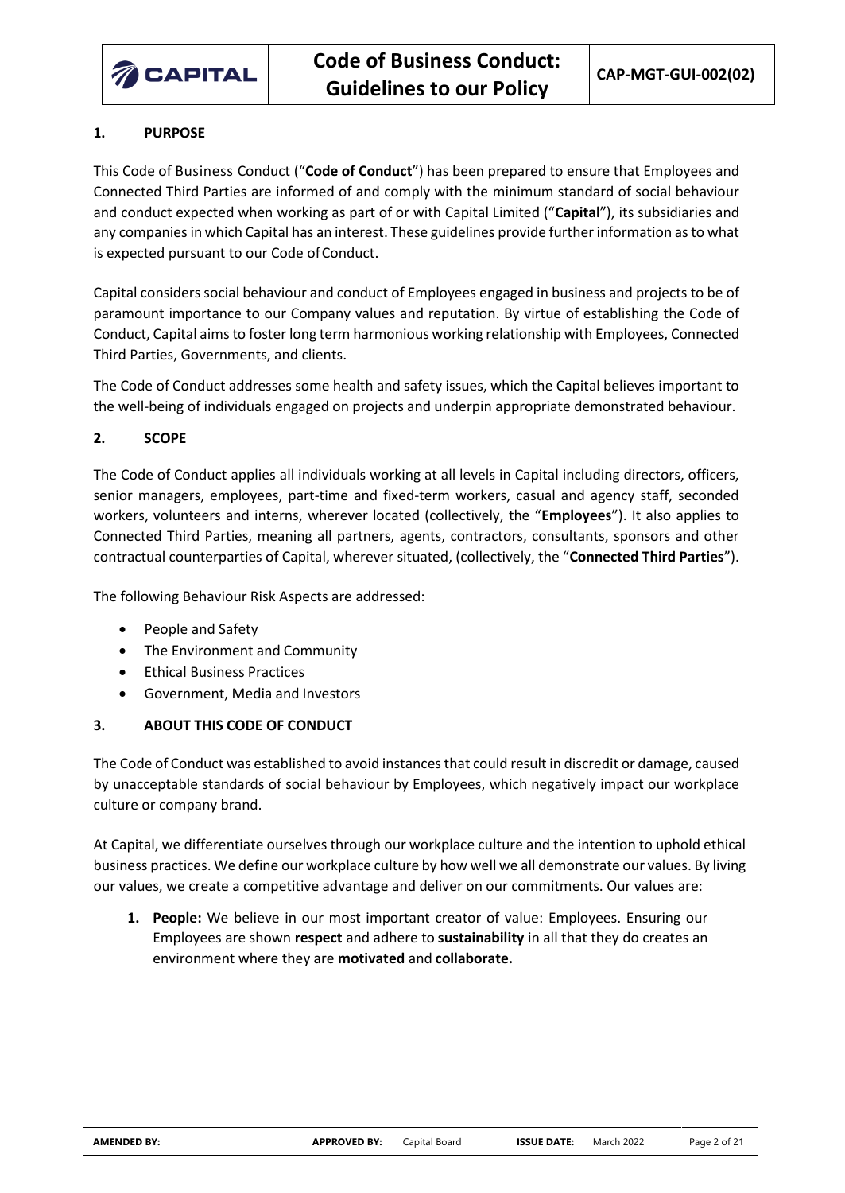## 1. PURPOSE

This Code of Business Conduct ("**Code of Conduct**") has been prepared to ensure that Employees and Connected Third Parties are informed of and comply with the minimum standard of social behaviour and conduct expected when working as part of or with Capital Limited ("**Capital**"), its subsidiaries and any companies in which Capital has an interest. These guidelines provide further information as to what is expected pursuant to our Code of Conduct.

Capital considers social behaviour and conduct of Employees engaged in business and projects to be of paramount importance to our Company values and reputation. By virtue of establishing the Code of Conduct, Capital aims to foster long term harmonious working relationship with Employees, Connected Third Parties, Governments, and clients.

The Code of Conduct addresses some health and safety issues, which the Capital believes important to the well-being of individuals engaged on projects and underpin appropriate demonstrated behaviour.

## 2. SCOPE

The Code of Conduct applies all individuals working at all levels in Capital including directors, officers, senior managers, employees, part-time and fixed-term workers, casual and agency staff, seconded workers, volunteers and interns, wherever located (collectively, the "**Employees**"). It also applies to Connected Third Parties, meaning all partners, agents, contractors, consultants, sponsors and other contractual counterparties of Capital, wherever situated, (collectively, the "**Connected Third Parties**").

The following Behaviour Risk Aspects are addressed:

- People and Safety
- The Environment and Community
- Ethical Business Practices
- Government, Media and Investors

## 3. ABOUT THIS CODE OF CONDUCT

The Code of Conduct was established to avoid instances that could result in discredit or damage, caused by unacceptable standards of social behaviour by Employees, which negatively impact our workplace culture or company brand.

At Capital, we differentiate ourselves through our workplace culture and the intention to uphold ethical business practices. We define our workplace culture by how well we all demonstrate our values. By living our values, we create a competitive advantage and deliver on our commitments. Our values are:

1. **People:** We believe in our most important creator of value: Employees. Ensuring our Employees are shown **respect** and adhere to **sustainability** in all that they do creates an environment where they are **motivated** and **collaborate.**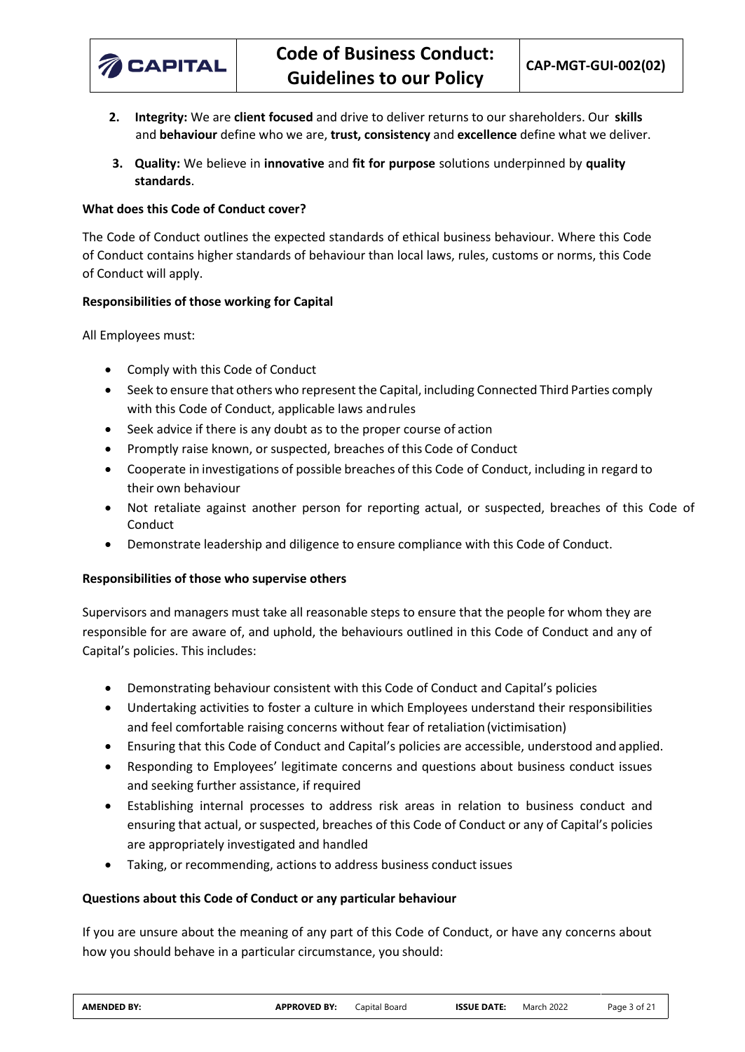2. **Integrity:** We are **client focused** and drive to deliver returns to our shareholders. Our **skills** and **behaviour** define who we are, **trust, consistency** and **excellence** define what we deliver.
3. **Quality:** We believe in **innovative** and **fit for purpose** solutions underpinned by **quality standards**.

**What does this Code of Conduct cover?**

The Code of Conduct outlines the expected standards of ethical business behaviour. Where this Code of Conduct contains higher standards of behaviour than local laws, rules, customs or norms, this Code of Conduct will apply.

**Responsibilities of those working for Capital**

All Employees must:

- Comply with this Code of Conduct
- Seek to ensure that others who represent the Capital, including Connected Third Parties comply with this Code of Conduct, applicable laws and rules
- Seek advice if there is any doubt as to the proper course of action
- Promptly raise known, or suspected, breaches of this Code of Conduct
- Cooperate in investigations of possible breaches of this Code of Conduct, including in regard to their own behaviour
- Not retaliate against another person for reporting actual, or suspected, breaches of this Code of Conduct
- Demonstrate leadership and diligence to ensure compliance with this Code of Conduct.

**Responsibilities of those who supervise others**

Supervisors and managers must take all reasonable steps to ensure that the people for whom they are responsible for are aware of, and uphold, the behaviours outlined in this Code of Conduct and any of Capital's policies. This includes:

- Demonstrating behaviour consistent with this Code of Conduct and Capital's policies
- Undertaking activities to foster a culture in which Employees understand their responsibilities and feel comfortable raising concerns without fear of retaliation (victimisation)
- Ensuring that this Code of Conduct and Capital's policies are accessible, understood and applied.
- Responding to Employees' legitimate concerns and questions about business conduct issues and seeking further assistance, if required
- Establishing internal processes to address risk areas in relation to business conduct and ensuring that actual, or suspected, breaches of this Code of Conduct or any of Capital's policies are appropriately investigated and handled
- Taking, or recommending, actions to address business conduct issues

**Questions about this Code of Conduct or any particular behaviour**

If you are unsure about the meaning of any part of this Code of Conduct, or have any concerns about how you should behave in a particular circumstance, you should: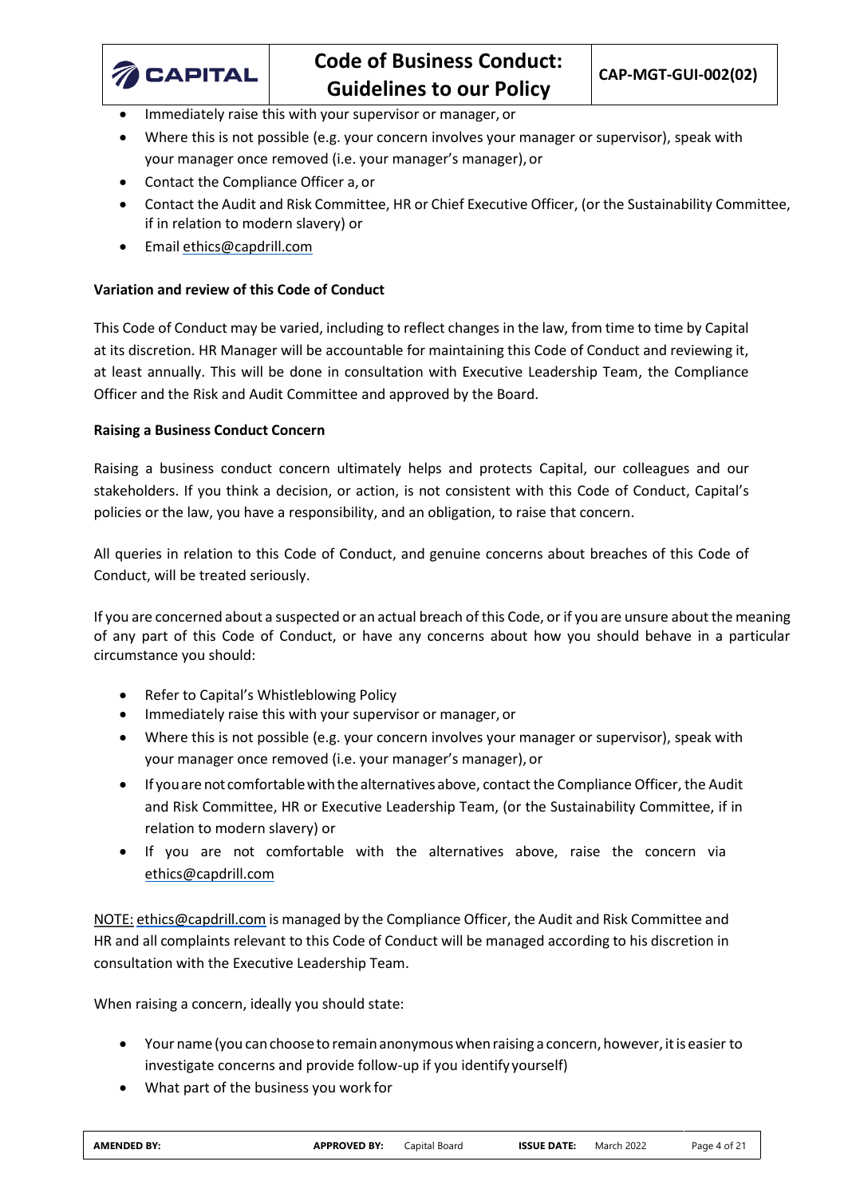- Immediately raise this with your supervisor or manager, or
- Where this is not possible (e.g. your concern involves your manager or supervisor), speak with your manager once removed (i.e. your manager's manager), or
- Contact the Compliance Officer a, or
- Contact the Audit and Risk Committee, HR or Chief Executive Officer, (or the Sustainability Committee, if in relation to modern slavery) or
- Email ethics@capdrill.com

**Variation and review of this Code of Conduct**

This Code of Conduct may be varied, including to reflect changes in the law, from time to time by Capital at its discretion. HR Manager will be accountable for maintaining this Code of Conduct and reviewing it, at least annually. This will be done in consultation with Executive Leadership Team, the Compliance Officer and the Risk and Audit Committee and approved by the Board.

**Raising a Business Conduct Concern**

Raising a business conduct concern ultimately helps and protects Capital, our colleagues and our stakeholders. If you think a decision, or action, is not consistent with this Code of Conduct, Capital's policies or the law, you have a responsibility, and an obligation, to raise that concern.

All queries in relation to this Code of Conduct, and genuine concerns about breaches of this Code of Conduct, will be treated seriously.

If you are concerned about a suspected or an actual breach of this Code, or if you are unsure about the meaning of any part of this Code of Conduct, or have any concerns about how you should behave in a particular circumstance you should:

- Refer to Capital's Whistleblowing Policy
- Immediately raise this with your supervisor or manager, or
- Where this is not possible (e.g. your concern involves your manager or supervisor), speak with your manager once removed (i.e. your manager's manager), or
- If you are not comfortable with the alternatives above, contact the Compliance Officer, the Audit and Risk Committee, HR or Executive Leadership Team, (or the Sustainability Committee, if in relation to modern slavery) or
- If you are not comfortable with the alternatives above, raise the concern via ethics@capdrill.com

NOTE: ethics@capdrill.com is managed by the Compliance Officer, the Audit and Risk Committee and HR and all complaints relevant to this Code of Conduct will be managed according to his discretion in consultation with the Executive Leadership Team.

When raising a concern, ideally you should state:

- Your name (you can choose to remain anonymous when raising a concern, however, it is easier to investigate concerns and provide follow-up if you identify yourself)
- What part of the business you work for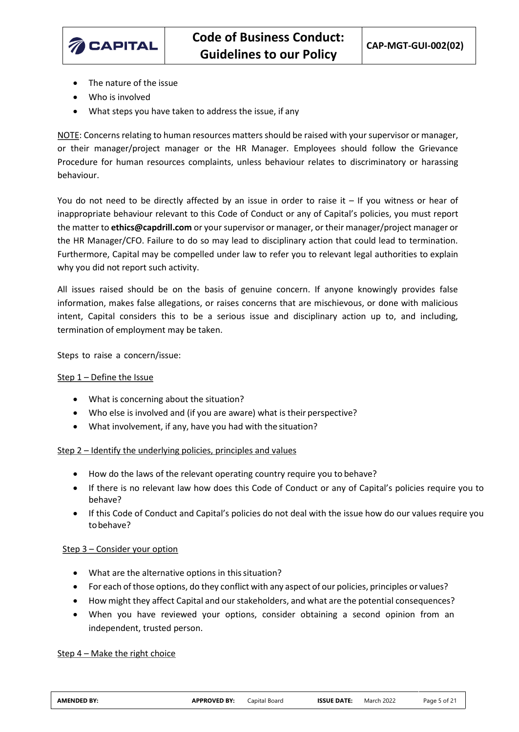- The nature of the issue
- Who is involved
- What steps you have taken to address the issue, if any

NOTE: Concerns relating to human resources matters should be raised with your supervisor or manager, or their manager/project manager or the HR Manager. Employees should follow the Grievance Procedure for human resources complaints, unless behaviour relates to discriminatory or harassing behaviour.

You do not need to be directly affected by an issue in order to raise it – If you witness or hear of inappropriate behaviour relevant to this Code of Conduct or any of Capital's policies, you must report the matter to **ethics@capdrill.com** or your supervisor or manager, or their manager/project manager or the HR Manager/CFO. Failure to do so may lead to disciplinary action that could lead to termination. Furthermore, Capital may be compelled under law to refer you to relevant legal authorities to explain why you did not report such activity.

All issues raised should be on the basis of genuine concern. If anyone knowingly provides false information, makes false allegations, or raises concerns that are mischievous, or done with malicious intent, Capital considers this to be a serious issue and disciplinary action up to, and including, termination of employment may be taken.

Steps to raise a concern/issue:

Step 1 – Define the Issue

- What is concerning about the situation?
- Who else is involved and (if you are aware) what is their perspective?
- What involvement, if any, have you had with the situation?

Step 2 – Identify the underlying policies, principles and values

- How do the laws of the relevant operating country require you to behave?
- If there is no relevant law how does this Code of Conduct or any of Capital's policies require you to behave?
- If this Code of Conduct and Capital's policies do not deal with the issue how do our values require you to behave?

Step 3 – Consider your option

- What are the alternative options in this situation?
- For each of those options, do they conflict with any aspect of our policies, principles or values?
- How might they affect Capital and our stakeholders, and what are the potential consequences?
- When you have reviewed your options, consider obtaining a second opinion from an independent, trusted person.

Step 4 – Make the right choice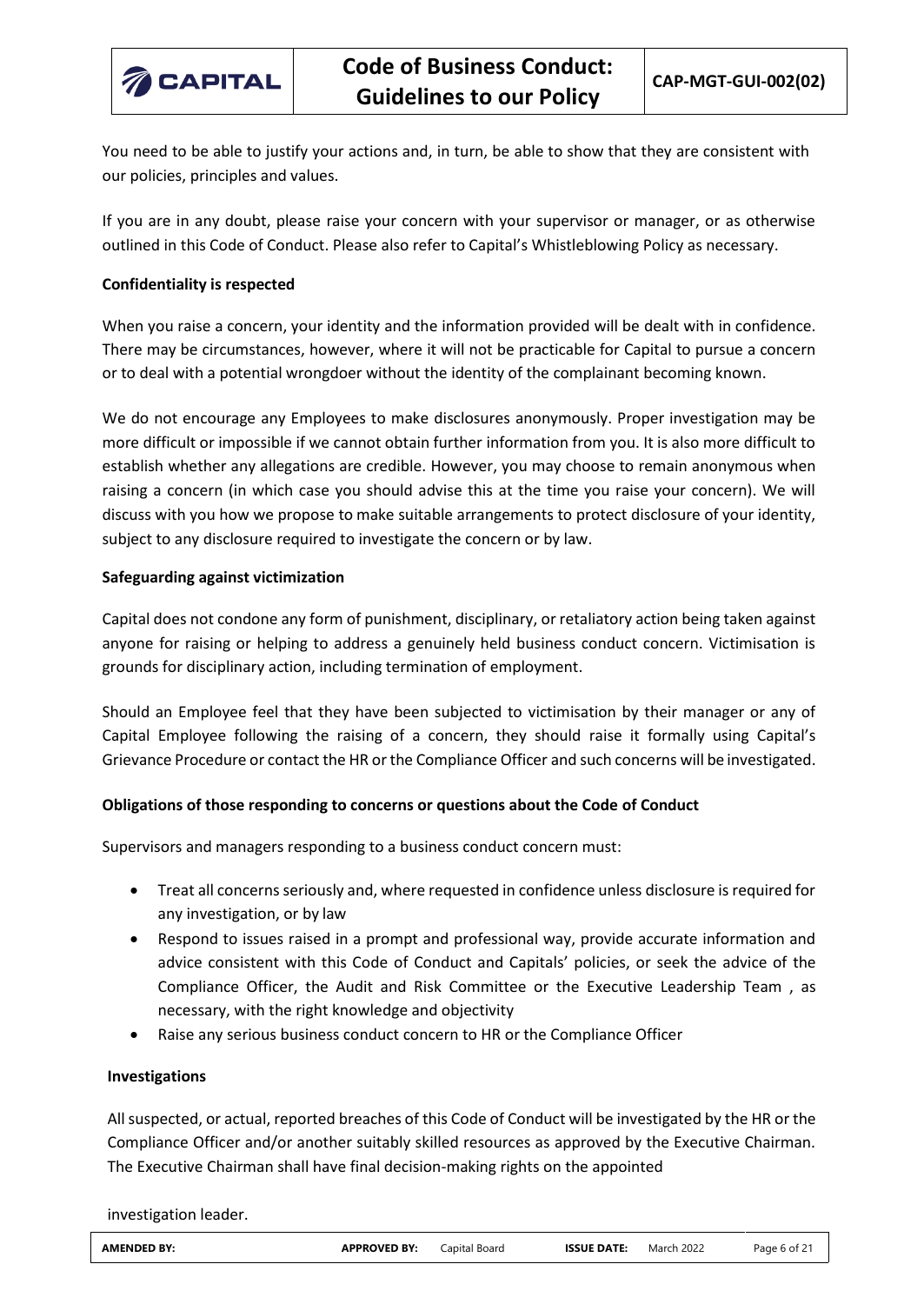You need to be able to justify your actions and, in turn, be able to show that they are consistent with our policies, principles and values.

If you are in any doubt, please raise your concern with your supervisor or manager, or as otherwise outlined in this Code of Conduct. Please also refer to Capital's Whistleblowing Policy as necessary.

**Confidentiality is respected**

When you raise a concern, your identity and the information provided will be dealt with in confidence. There may be circumstances, however, where it will not be practicable for Capital to pursue a concern or to deal with a potential wrongdoer without the identity of the complainant becoming known.

We do not encourage any Employees to make disclosures anonymously. Proper investigation may be more difficult or impossible if we cannot obtain further information from you. It is also more difficult to establish whether any allegations are credible. However, you may choose to remain anonymous when raising a concern (in which case you should advise this at the time you raise your concern). We will discuss with you how we propose to make suitable arrangements to protect disclosure of your identity, subject to any disclosure required to investigate the concern or by law.

**Safeguarding against victimization**

Capital does not condone any form of punishment, disciplinary, or retaliatory action being taken against anyone for raising or helping to address a genuinely held business conduct concern. Victimisation is grounds for disciplinary action, including termination of employment.

Should an Employee feel that they have been subjected to victimisation by their manager or any of Capital Employee following the raising of a concern, they should raise it formally using Capital's Grievance Procedure or contact the HR or the Compliance Officer and such concerns will be investigated.

**Obligations of those responding to concerns or questions about the Code of Conduct**

Supervisors and managers responding to a business conduct concern must:

- Treat all concerns seriously and, where requested in confidence unless disclosure is required for any investigation, or by law
- Respond to issues raised in a prompt and professional way, provide accurate information and advice consistent with this Code of Conduct and Capitals' policies, or seek the advice of the Compliance Officer, the Audit and Risk Committee or the Executive Leadership Team , as necessary, with the right knowledge and objectivity
- Raise any serious business conduct concern to HR or the Compliance Officer

**Investigations**

All suspected, or actual, reported breaches of this Code of Conduct will be investigated by the HR or the Compliance Officer and/or another suitably skilled resources as approved by the Executive Chairman. The Executive Chairman shall have final decision-making rights on the appointed

investigation leader.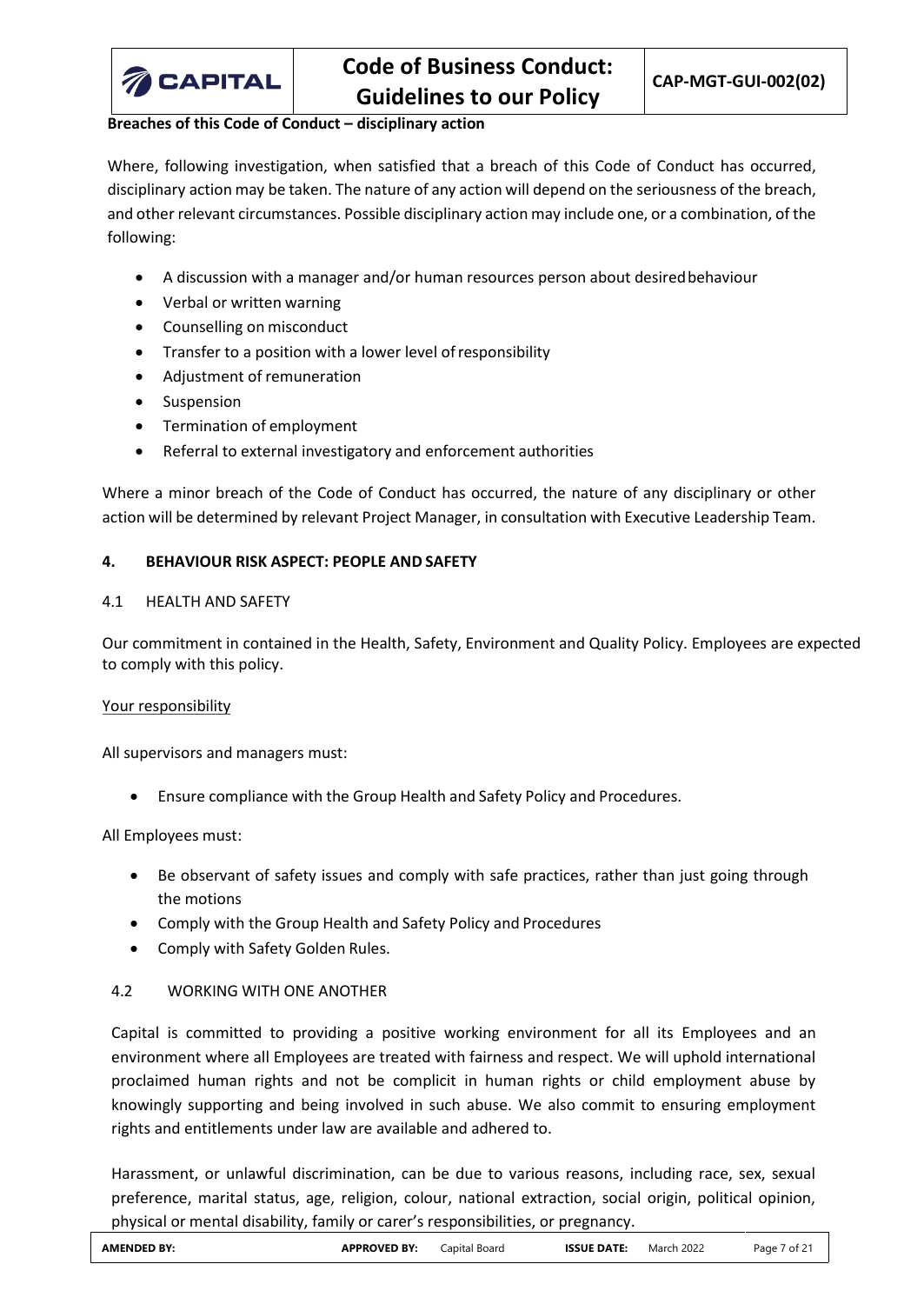**Breaches of this Code of Conduct – disciplinary action**

Where, following investigation, when satisfied that a breach of this Code of Conduct has occurred, disciplinary action may be taken. The nature of any action will depend on the seriousness of the breach, and other relevant circumstances. Possible disciplinary action may include one, or a combination, of the following:

- A discussion with a manager and/or human resources person about desired behaviour
- Verbal or written warning
- Counselling on misconduct
- Transfer to a position with a lower level of responsibility
- Adjustment of remuneration
- Suspension
- Termination of employment
- Referral to external investigatory and enforcement authorities

Where a minor breach of the Code of Conduct has occurred, the nature of any disciplinary or other action will be determined by relevant Project Manager, in consultation with Executive Leadership Team.

## 4. BEHAVIOUR RISK ASPECT: PEOPLE AND SAFETY

### 4.1 HEALTH AND SAFETY

Our commitment in contained in the Health, Safety, Environment and Quality Policy. Employees are expected to comply with this policy.

Your responsibility

All supervisors and managers must:

- Ensure compliance with the Group Health and Safety Policy and Procedures.

All Employees must:

- Be observant of safety issues and comply with safe practices, rather than just going through the motions
- Comply with the Group Health and Safety Policy and Procedures
- Comply with Safety Golden Rules.

### 4.2 WORKING WITH ONE ANOTHER

Capital is committed to providing a positive working environment for all its Employees and an environment where all Employees are treated with fairness and respect. We will uphold international proclaimed human rights and not be complicit in human rights or child employment abuse by knowingly supporting and being involved in such abuse. We also commit to ensuring employment rights and entitlements under law are available and adhered to.

Harassment, or unlawful discrimination, can be due to various reasons, including race, sex, sexual preference, marital status, age, religion, colour, national extraction, social origin, political opinion, physical or mental disability, family or carer's responsibilities, or pregnancy.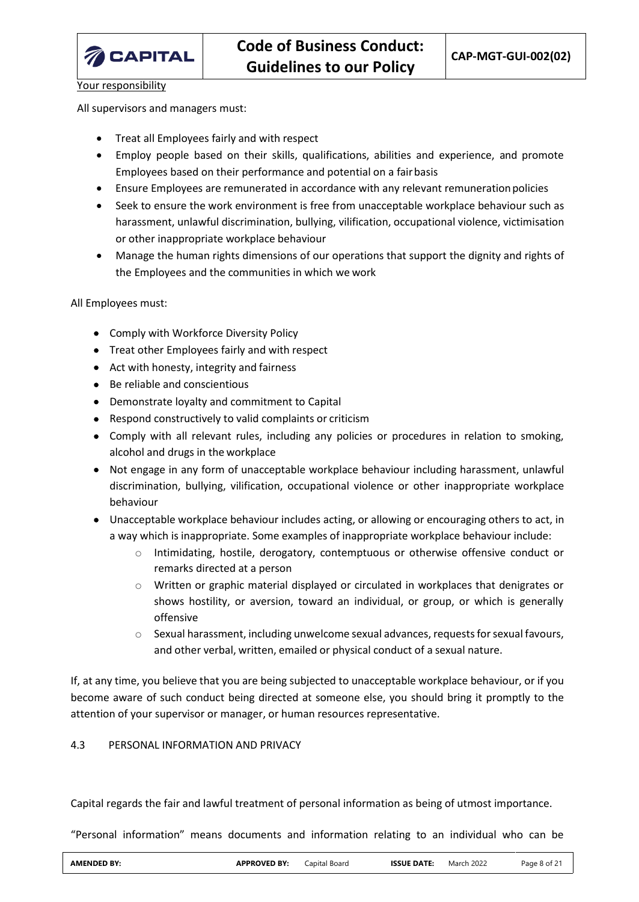Your responsibility

All supervisors and managers must:

- Treat all Employees fairly and with respect
- Employ people based on their skills, qualifications, abilities and experience, and promote Employees based on their performance and potential on a fair basis
- Ensure Employees are remunerated in accordance with any relevant remuneration policies
- Seek to ensure the work environment is free from unacceptable workplace behaviour such as harassment, unlawful discrimination, bullying, vilification, occupational violence, victimisation or other inappropriate workplace behaviour
- Manage the human rights dimensions of our operations that support the dignity and rights of the Employees and the communities in which we work

All Employees must:

- Comply with Workforce Diversity Policy
- Treat other Employees fairly and with respect
- Act with honesty, integrity and fairness
- Be reliable and conscientious
- Demonstrate loyalty and commitment to Capital
- Respond constructively to valid complaints or criticism
- Comply with all relevant rules, including any policies or procedures in relation to smoking, alcohol and drugs in the workplace
- Not engage in any form of unacceptable workplace behaviour including harassment, unlawful discrimination, bullying, vilification, occupational violence or other inappropriate workplace behaviour
- Unacceptable workplace behaviour includes acting, or allowing or encouraging others to act, in a way which is inappropriate. Some examples of inappropriate workplace behaviour include:
  - Intimidating, hostile, derogatory, contemptuous or otherwise offensive conduct or remarks directed at a person
  - Written or graphic material displayed or circulated in workplaces that denigrates or shows hostility, or aversion, toward an individual, or group, or which is generally offensive
  - Sexual harassment, including unwelcome sexual advances, requests for sexual favours, and other verbal, written, emailed or physical conduct of a sexual nature.

If, at any time, you believe that you are being subjected to unacceptable workplace behaviour, or if you become aware of such conduct being directed at someone else, you should bring it promptly to the attention of your supervisor or manager, or human resources representative.

## 4.3 PERSONAL INFORMATION AND PRIVACY

Capital regards the fair and lawful treatment of personal information as being of utmost importance.

"Personal information" means documents and information relating to an individual who can be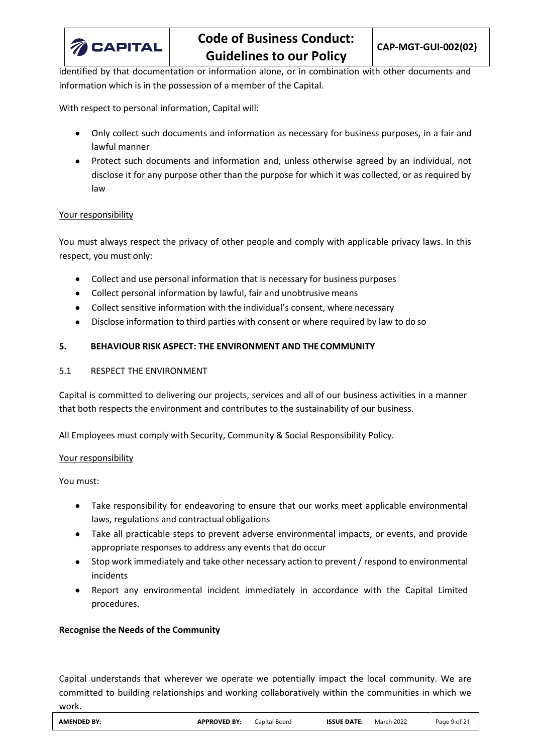identified by that documentation or information alone, or in combination with other documents and information which is in the possession of a member of the Capital.

With respect to personal information, Capital will:

- Only collect such documents and information as necessary for business purposes, in a fair and lawful manner
- Protect such documents and information and, unless otherwise agreed by an individual, not disclose it for any purpose other than the purpose for which it was collected, or as required by law

<u>Your responsibility</u>

You must always respect the privacy of other people and comply with applicable privacy laws. In this respect, you must only:

- Collect and use personal information that is necessary for business purposes
- Collect personal information by lawful, fair and unobtrusive means
- Collect sensitive information with the individual's consent, where necessary
- Disclose information to third parties with consent or where required by law to do so

## 5. BEHAVIOUR RISK ASPECT: THE ENVIRONMENT AND THE COMMUNITY

### 5.1 RESPECT THE ENVIRONMENT

Capital is committed to delivering our projects, services and all of our business activities in a manner that both respects the environment and contributes to the sustainability of our business.

All Employees must comply with Security, Community & Social Responsibility Policy.

<u>Your responsibility</u>

You must:

- Take responsibility for endeavoring to ensure that our works meet applicable environmental laws, regulations and contractual obligations
- Take all practicable steps to prevent adverse environmental impacts, or events, and provide appropriate responses to address any events that do occur
- Stop work immediately and take other necessary action to prevent / respond to environmental incidents
- Report any environmental incident immediately in accordance with the Capital Limited procedures.

**Recognise the Needs of the Community**

Capital understands that wherever we operate we potentially impact the local community. We are committed to building relationships and working collaboratively within the communities in which we work.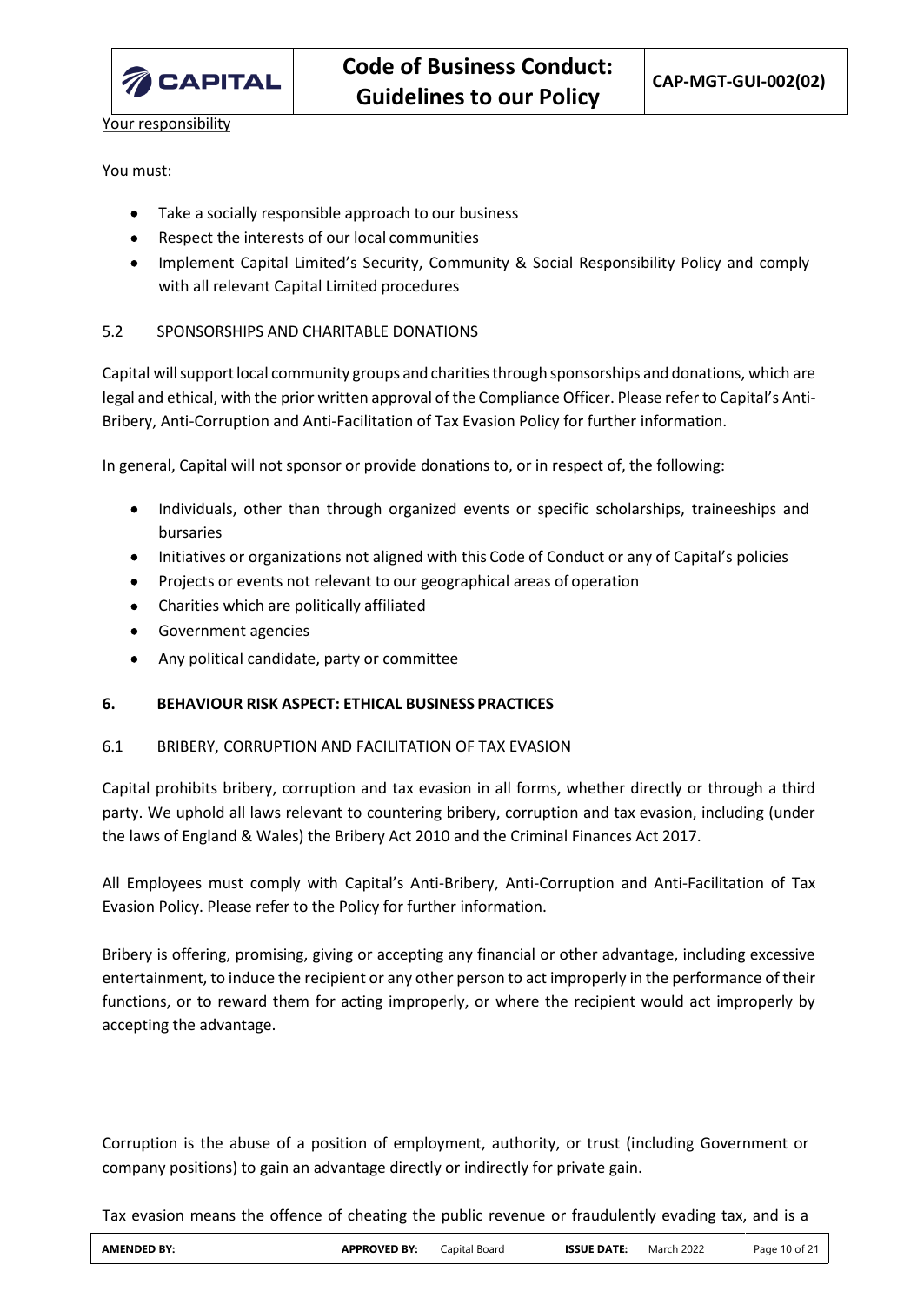<u>Your responsibility</u>

You must:

- Take a socially responsible approach to our business
- Respect the interests of our local communities
- Implement Capital Limited's Security, Community & Social Responsibility Policy and comply with all relevant Capital Limited procedures

### 5.2 SPONSORSHIPS AND CHARITABLE DONATIONS

Capital will support local community groups and charities through sponsorships and donations, which are legal and ethical, with the prior written approval of the Compliance Officer. Please refer to Capital's Anti-Bribery, Anti-Corruption and Anti-Facilitation of Tax Evasion Policy for further information.

In general, Capital will not sponsor or provide donations to, or in respect of, the following:

- Individuals, other than through organized events or specific scholarships, traineeships and bursaries
- Initiatives or organizations not aligned with this Code of Conduct or any of Capital's policies
- Projects or events not relevant to our geographical areas of operation
- Charities which are politically affiliated
- Government agencies
- Any political candidate, party or committee

## 6. BEHAVIOUR RISK ASPECT: ETHICAL BUSINESS PRACTICES

### 6.1 BRIBERY, CORRUPTION AND FACILITATION OF TAX EVASION

Capital prohibits bribery, corruption and tax evasion in all forms, whether directly or through a third party. We uphold all laws relevant to countering bribery, corruption and tax evasion, including (under the laws of England & Wales) the Bribery Act 2010 and the Criminal Finances Act 2017.

All Employees must comply with Capital's Anti-Bribery, Anti-Corruption and Anti-Facilitation of Tax Evasion Policy. Please refer to the Policy for further information.

Bribery is offering, promising, giving or accepting any financial or other advantage, including excessive entertainment, to induce the recipient or any other person to act improperly in the performance of their functions, or to reward them for acting improperly, or where the recipient would act improperly by accepting the advantage.

Corruption is the abuse of a position of employment, authority, or trust (including Government or company positions) to gain an advantage directly or indirectly for private gain.

Tax evasion means the offence of cheating the public revenue or fraudulently evading tax, and is a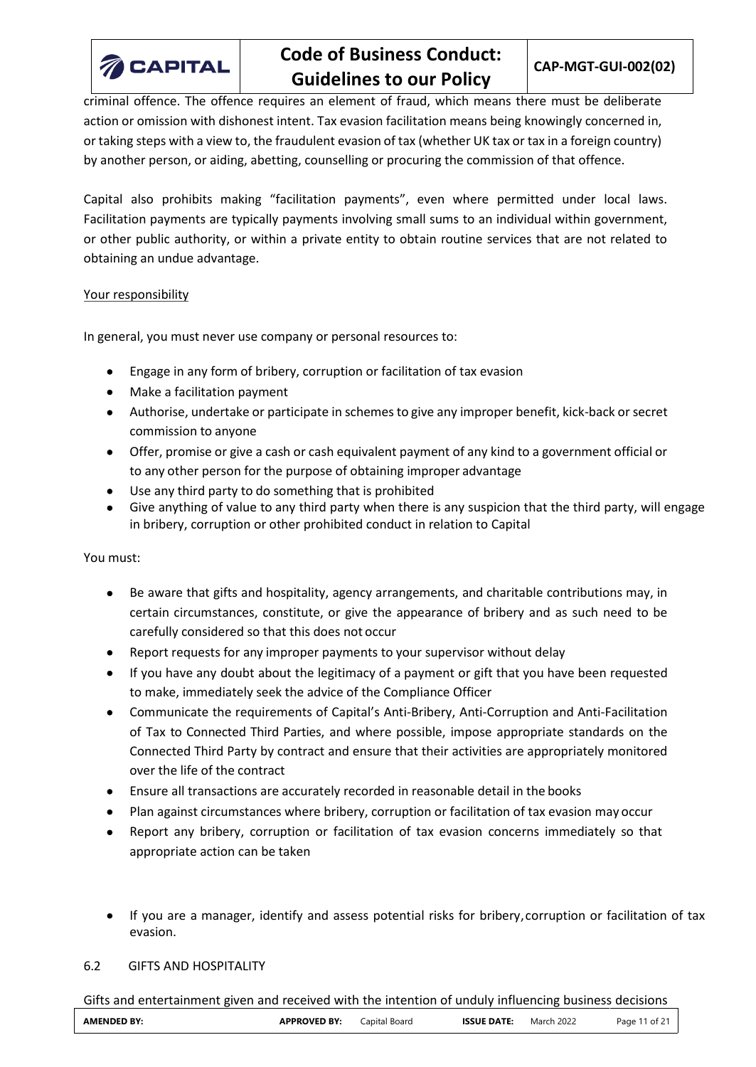criminal offence. The offence requires an element of fraud, which means there must be deliberate action or omission with dishonest intent. Tax evasion facilitation means being knowingly concerned in, or taking steps with a view to, the fraudulent evasion of tax (whether UK tax or tax in a foreign country) by another person, or aiding, abetting, counselling or procuring the commission of that offence.

Capital also prohibits making "facilitation payments", even where permitted under local laws. Facilitation payments are typically payments involving small sums to an individual within government, or other public authority, or within a private entity to obtain routine services that are not related to obtaining an undue advantage.

Your responsibility

In general, you must never use company or personal resources to:

- Engage in any form of bribery, corruption or facilitation of tax evasion
- Make a facilitation payment
- Authorise, undertake or participate in schemes to give any improper benefit, kick-back or secret commission to anyone
- Offer, promise or give a cash or cash equivalent payment of any kind to a government official or to any other person for the purpose of obtaining improper advantage
- Use any third party to do something that is prohibited
- Give anything of value to any third party when there is any suspicion that the third party, will engage in bribery, corruption or other prohibited conduct in relation to Capital

You must:

- Be aware that gifts and hospitality, agency arrangements, and charitable contributions may, in certain circumstances, constitute, or give the appearance of bribery and as such need to be carefully considered so that this does not occur
- Report requests for any improper payments to your supervisor without delay
- If you have any doubt about the legitimacy of a payment or gift that you have been requested to make, immediately seek the advice of the Compliance Officer
- Communicate the requirements of Capital's Anti-Bribery, Anti-Corruption and Anti-Facilitation of Tax to Connected Third Parties, and where possible, impose appropriate standards on the Connected Third Party by contract and ensure that their activities are appropriately monitored over the life of the contract
- Ensure all transactions are accurately recorded in reasonable detail in the books
- Plan against circumstances where bribery, corruption or facilitation of tax evasion may occur
- Report any bribery, corruption or facilitation of tax evasion concerns immediately so that appropriate action can be taken

- If you are a manager, identify and assess potential risks for bribery, corruption or facilitation of tax evasion.

### 6.2 GIFTS AND HOSPITALITY

Gifts and entertainment given and received with the intention of unduly influencing business decisions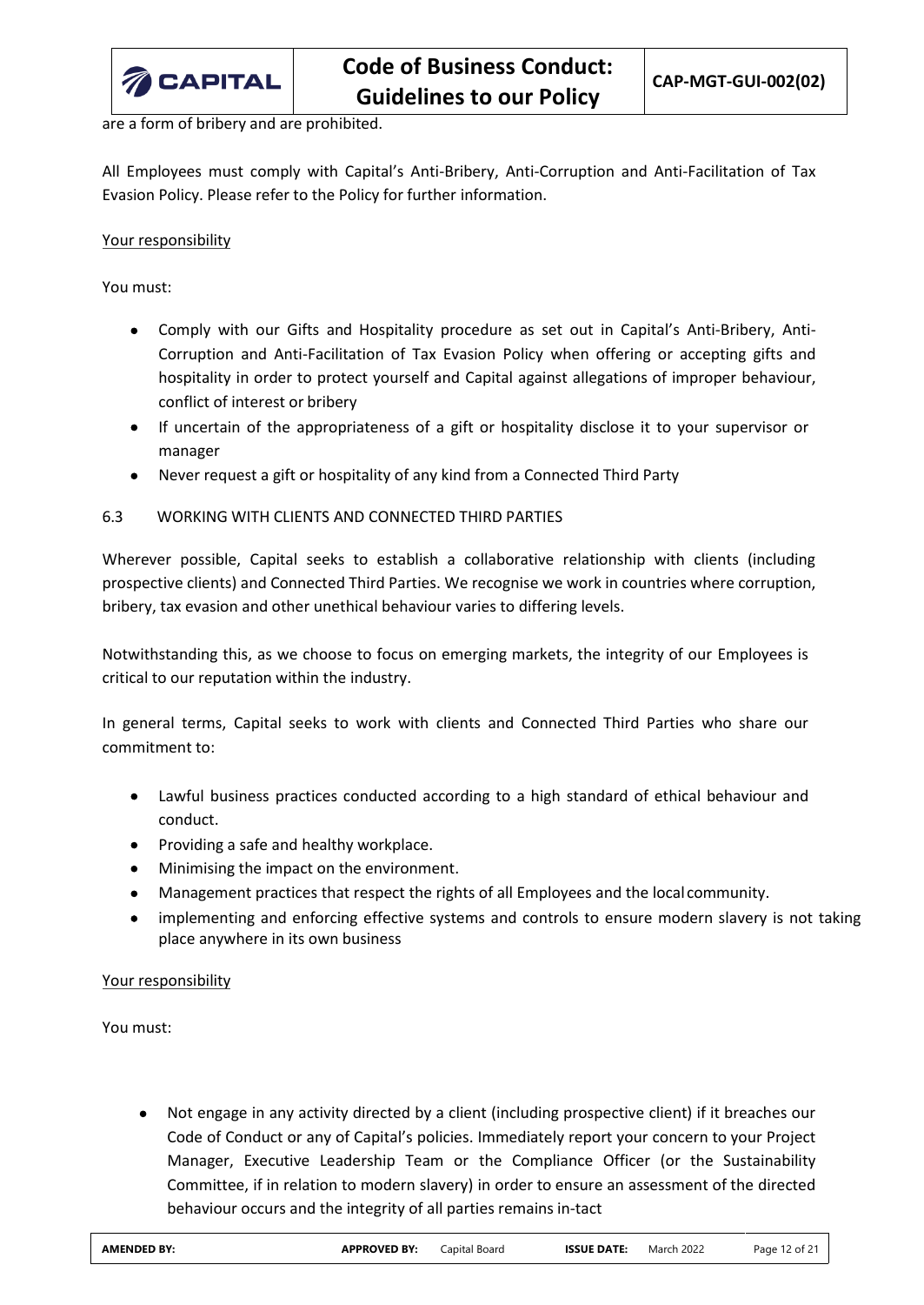are a form of bribery and are prohibited.

All Employees must comply with Capital's Anti-Bribery, Anti-Corruption and Anti-Facilitation of Tax Evasion Policy. Please refer to the Policy for further information.

Your responsibility

You must:

- Comply with our Gifts and Hospitality procedure as set out in Capital's Anti-Bribery, Anti-Corruption and Anti-Facilitation of Tax Evasion Policy when offering or accepting gifts and hospitality in order to protect yourself and Capital against allegations of improper behaviour, conflict of interest or bribery
- If uncertain of the appropriateness of a gift or hospitality disclose it to your supervisor or manager
- Never request a gift or hospitality of any kind from a Connected Third Party

## 6.3 WORKING WITH CLIENTS AND CONNECTED THIRD PARTIES

Wherever possible, Capital seeks to establish a collaborative relationship with clients (including prospective clients) and Connected Third Parties. We recognise we work in countries where corruption, bribery, tax evasion and other unethical behaviour varies to differing levels.

Notwithstanding this, as we choose to focus on emerging markets, the integrity of our Employees is critical to our reputation within the industry.

In general terms, Capital seeks to work with clients and Connected Third Parties who share our commitment to:

- Lawful business practices conducted according to a high standard of ethical behaviour and conduct.
- Providing a safe and healthy workplace.
- Minimising the impact on the environment.
- Management practices that respect the rights of all Employees and the local community.
- implementing and enforcing effective systems and controls to ensure modern slavery is not taking place anywhere in its own business

Your responsibility

You must:

- Not engage in any activity directed by a client (including prospective client) if it breaches our Code of Conduct or any of Capital's policies. Immediately report your concern to your Project Manager, Executive Leadership Team or the Compliance Officer (or the Sustainability Committee, if in relation to modern slavery) in order to ensure an assessment of the directed behaviour occurs and the integrity of all parties remains in-tact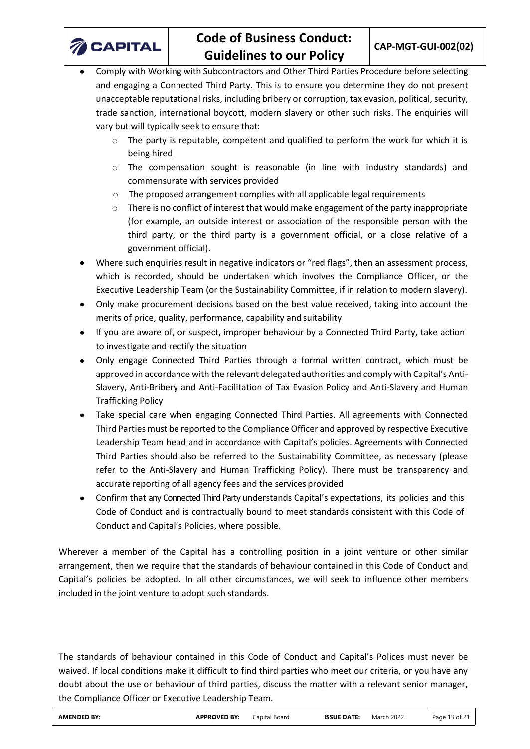- Comply with Working with Subcontractors and Other Third Parties Procedure before selecting and engaging a Connected Third Party. This is to ensure you determine they do not present unacceptable reputational risks, including bribery or corruption, tax evasion, political, security, trade sanction, international boycott, modern slavery or other such risks. The enquiries will vary but will typically seek to ensure that:
  - The party is reputable, competent and qualified to perform the work for which it is being hired
  - The compensation sought is reasonable (in line with industry standards) and commensurate with services provided
  - The proposed arrangement complies with all applicable legal requirements
  - There is no conflict of interest that would make engagement of the party inappropriate (for example, an outside interest or association of the responsible person with the third party, or the third party is a government official, or a close relative of a government official).
- Where such enquiries result in negative indicators or "red flags", then an assessment process, which is recorded, should be undertaken which involves the Compliance Officer, or the Executive Leadership Team (or the Sustainability Committee, if in relation to modern slavery).
- Only make procurement decisions based on the best value received, taking into account the merits of price, quality, performance, capability and suitability
- If you are aware of, or suspect, improper behaviour by a Connected Third Party, take action to investigate and rectify the situation
- Only engage Connected Third Parties through a formal written contract, which must be approved in accordance with the relevant delegated authorities and comply with Capital's Anti-Slavery, Anti-Bribery and Anti-Facilitation of Tax Evasion Policy and Anti-Slavery and Human Trafficking Policy
- Take special care when engaging Connected Third Parties. All agreements with Connected Third Parties must be reported to the Compliance Officer and approved by respective Executive Leadership Team head and in accordance with Capital's policies. Agreements with Connected Third Parties should also be referred to the Sustainability Committee, as necessary (please refer to the Anti-Slavery and Human Trafficking Policy). There must be transparency and accurate reporting of all agency fees and the services provided
- Confirm that any Connected Third Party understands Capital's expectations, its policies and this Code of Conduct and is contractually bound to meet standards consistent with this Code of Conduct and Capital's Policies, where possible.

Wherever a member of the Capital has a controlling position in a joint venture or other similar arrangement, then we require that the standards of behaviour contained in this Code of Conduct and Capital's policies be adopted. In all other circumstances, we will seek to influence other members included in the joint venture to adopt such standards.

The standards of behaviour contained in this Code of Conduct and Capital's Polices must never be waived. If local conditions make it difficult to find third parties who meet our criteria, or you have any doubt about the use or behaviour of third parties, discuss the matter with a relevant senior manager, the Compliance Officer or Executive Leadership Team.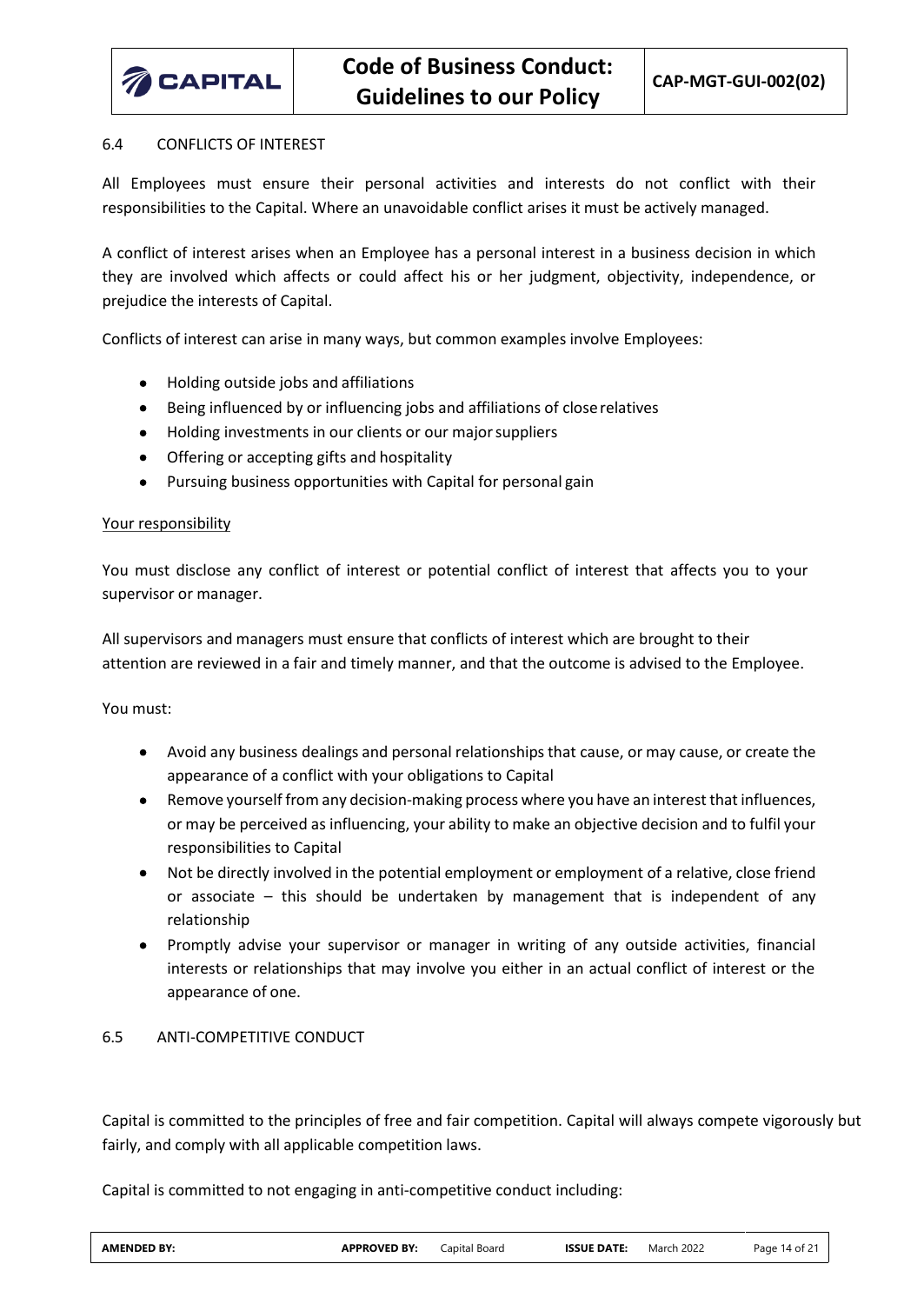## 6.4 CONFLICTS OF INTEREST

All Employees must ensure their personal activities and interests do not conflict with their responsibilities to the Capital. Where an unavoidable conflict arises it must be actively managed.

A conflict of interest arises when an Employee has a personal interest in a business decision in which they are involved which affects or could affect his or her judgment, objectivity, independence, or prejudice the interests of Capital.

Conflicts of interest can arise in many ways, but common examples involve Employees:

- Holding outside jobs and affiliations
- Being influenced by or influencing jobs and affiliations of close relatives
- Holding investments in our clients or our major suppliers
- Offering or accepting gifts and hospitality
- Pursuing business opportunities with Capital for personal gain

Your responsibility

You must disclose any conflict of interest or potential conflict of interest that affects you to your supervisor or manager.

All supervisors and managers must ensure that conflicts of interest which are brought to their attention are reviewed in a fair and timely manner, and that the outcome is advised to the Employee.

You must:

- Avoid any business dealings and personal relationships that cause, or may cause, or create the appearance of a conflict with your obligations to Capital
- Remove yourself from any decision-making process where you have an interest that influences, or may be perceived as influencing, your ability to make an objective decision and to fulfil your responsibilities to Capital
- Not be directly involved in the potential employment or employment of a relative, close friend or associate – this should be undertaken by management that is independent of any relationship
- Promptly advise your supervisor or manager in writing of any outside activities, financial interests or relationships that may involve you either in an actual conflict of interest or the appearance of one.

## 6.5 ANTI-COMPETITIVE CONDUCT

Capital is committed to the principles of free and fair competition. Capital will always compete vigorously but fairly, and comply with all applicable competition laws.

Capital is committed to not engaging in anti-competitive conduct including: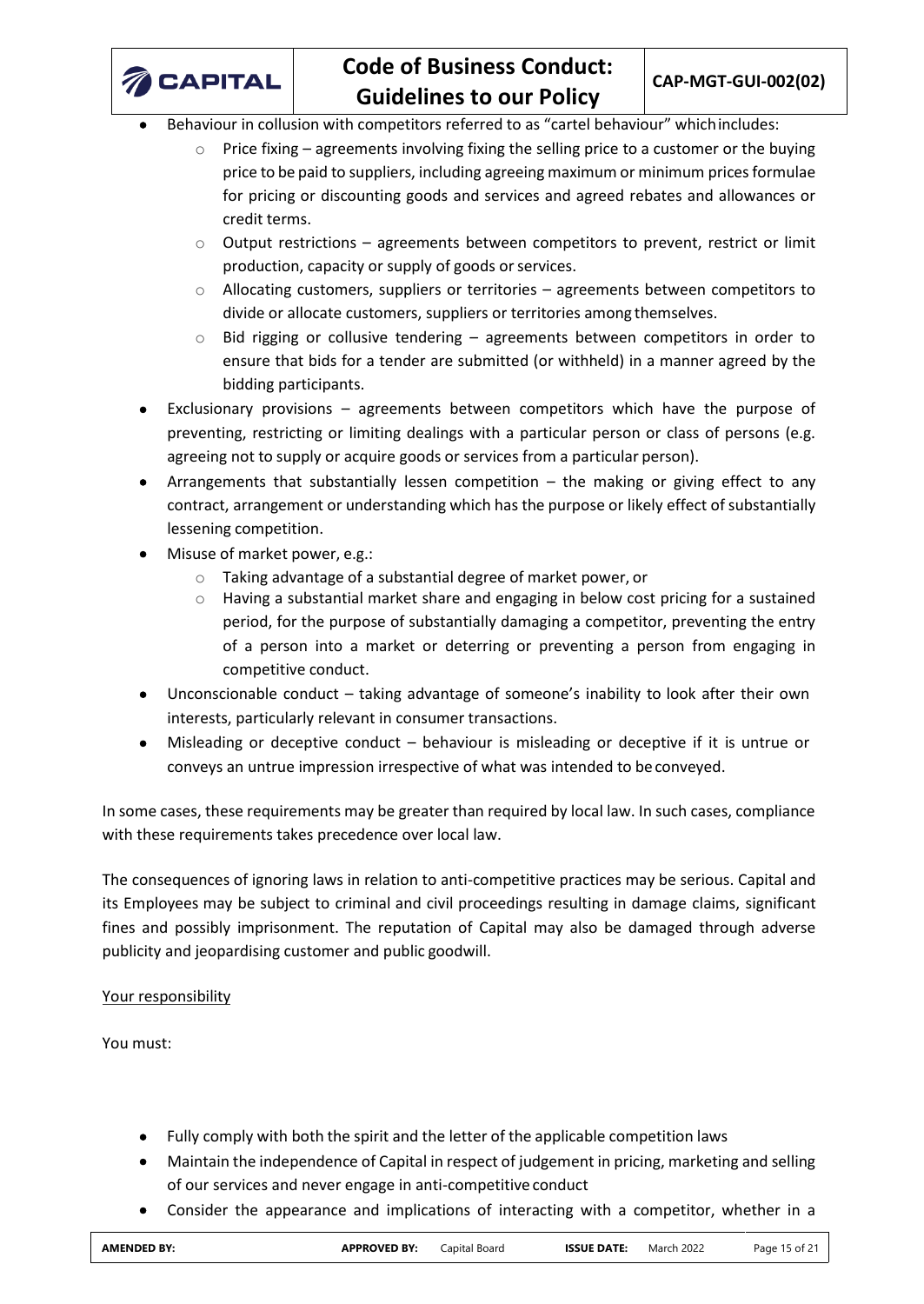- Behaviour in collusion with competitors referred to as "cartel behaviour" which includes:
  - Price fixing – agreements involving fixing the selling price to a customer or the buying price to be paid to suppliers, including agreeing maximum or minimum prices formulae for pricing or discounting goods and services and agreed rebates and allowances or credit terms.
  - Output restrictions – agreements between competitors to prevent, restrict or limit production, capacity or supply of goods or services.
  - Allocating customers, suppliers or territories – agreements between competitors to divide or allocate customers, suppliers or territories among themselves.
  - Bid rigging or collusive tendering – agreements between competitors in order to ensure that bids for a tender are submitted (or withheld) in a manner agreed by the bidding participants.
- Exclusionary provisions – agreements between competitors which have the purpose of preventing, restricting or limiting dealings with a particular person or class of persons (e.g. agreeing not to supply or acquire goods or services from a particular person).
- Arrangements that substantially lessen competition – the making or giving effect to any contract, arrangement or understanding which has the purpose or likely effect of substantially lessening competition.
- Misuse of market power, e.g.:
  - Taking advantage of a substantial degree of market power, or
  - Having a substantial market share and engaging in below cost pricing for a sustained period, for the purpose of substantially damaging a competitor, preventing the entry of a person into a market or deterring or preventing a person from engaging in competitive conduct.
- Unconscionable conduct – taking advantage of someone's inability to look after their own interests, particularly relevant in consumer transactions.
- Misleading or deceptive conduct – behaviour is misleading or deceptive if it is untrue or conveys an untrue impression irrespective of what was intended to be conveyed.

In some cases, these requirements may be greater than required by local law. In such cases, compliance with these requirements takes precedence over local law.

The consequences of ignoring laws in relation to anti-competitive practices may be serious. Capital and its Employees may be subject to criminal and civil proceedings resulting in damage claims, significant fines and possibly imprisonment. The reputation of Capital may also be damaged through adverse publicity and jeopardising customer and public goodwill.

Your responsibility

You must:

- Fully comply with both the spirit and the letter of the applicable competition laws
- Maintain the independence of Capital in respect of judgement in pricing, marketing and selling of our services and never engage in anti-competitive conduct
- Consider the appearance and implications of interacting with a competitor, whether in a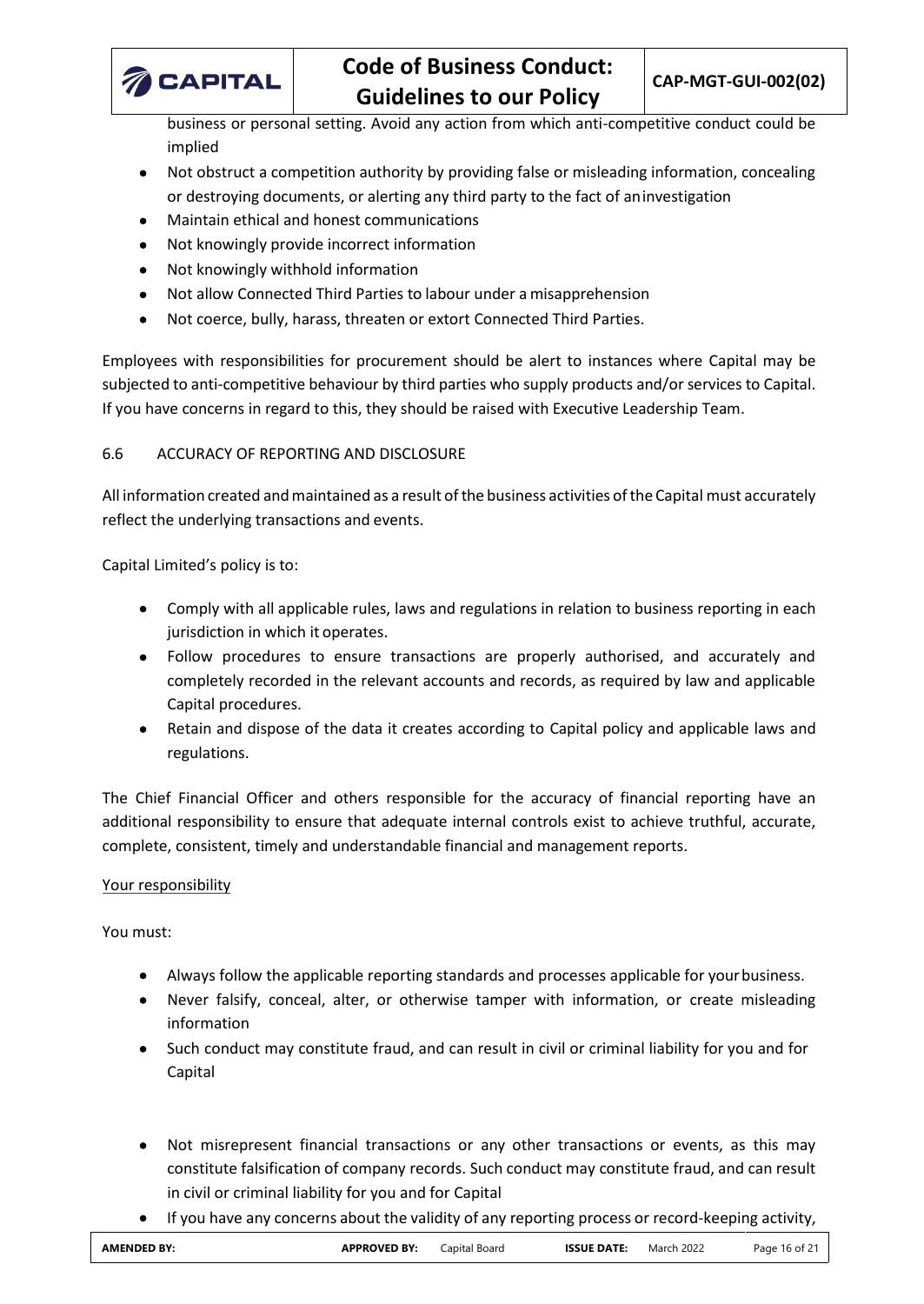business or personal setting. Avoid any action from which anti-competitive conduct could be implied

- Not obstruct a competition authority by providing false or misleading information, concealing or destroying documents, or alerting any third party to the fact of an investigation
- Maintain ethical and honest communications
- Not knowingly provide incorrect information
- Not knowingly withhold information
- Not allow Connected Third Parties to labour under a misapprehension
- Not coerce, bully, harass, threaten or extort Connected Third Parties.

Employees with responsibilities for procurement should be alert to instances where Capital may be subjected to anti-competitive behaviour by third parties who supply products and/or services to Capital. If you have concerns in regard to this, they should be raised with Executive Leadership Team.

## 6.6 ACCURACY OF REPORTING AND DISCLOSURE

All information created and maintained as a result of the business activities of the Capital must accurately reflect the underlying transactions and events.

Capital Limited's policy is to:

- Comply with all applicable rules, laws and regulations in relation to business reporting in each jurisdiction in which it operates.
- Follow procedures to ensure transactions are properly authorised, and accurately and completely recorded in the relevant accounts and records, as required by law and applicable Capital procedures.
- Retain and dispose of the data it creates according to Capital policy and applicable laws and regulations.

The Chief Financial Officer and others responsible for the accuracy of financial reporting have an additional responsibility to ensure that adequate internal controls exist to achieve truthful, accurate, complete, consistent, timely and understandable financial and management reports.

<u>Your responsibility</u>

You must:

- Always follow the applicable reporting standards and processes applicable for your business.
- Never falsify, conceal, alter, or otherwise tamper with information, or create misleading information
- Such conduct may constitute fraud, and can result in civil or criminal liability for you and for Capital

- Not misrepresent financial transactions or any other transactions or events, as this may constitute falsification of company records. Such conduct may constitute fraud, and can result in civil or criminal liability for you and for Capital
- If you have any concerns about the validity of any reporting process or record-keeping activity,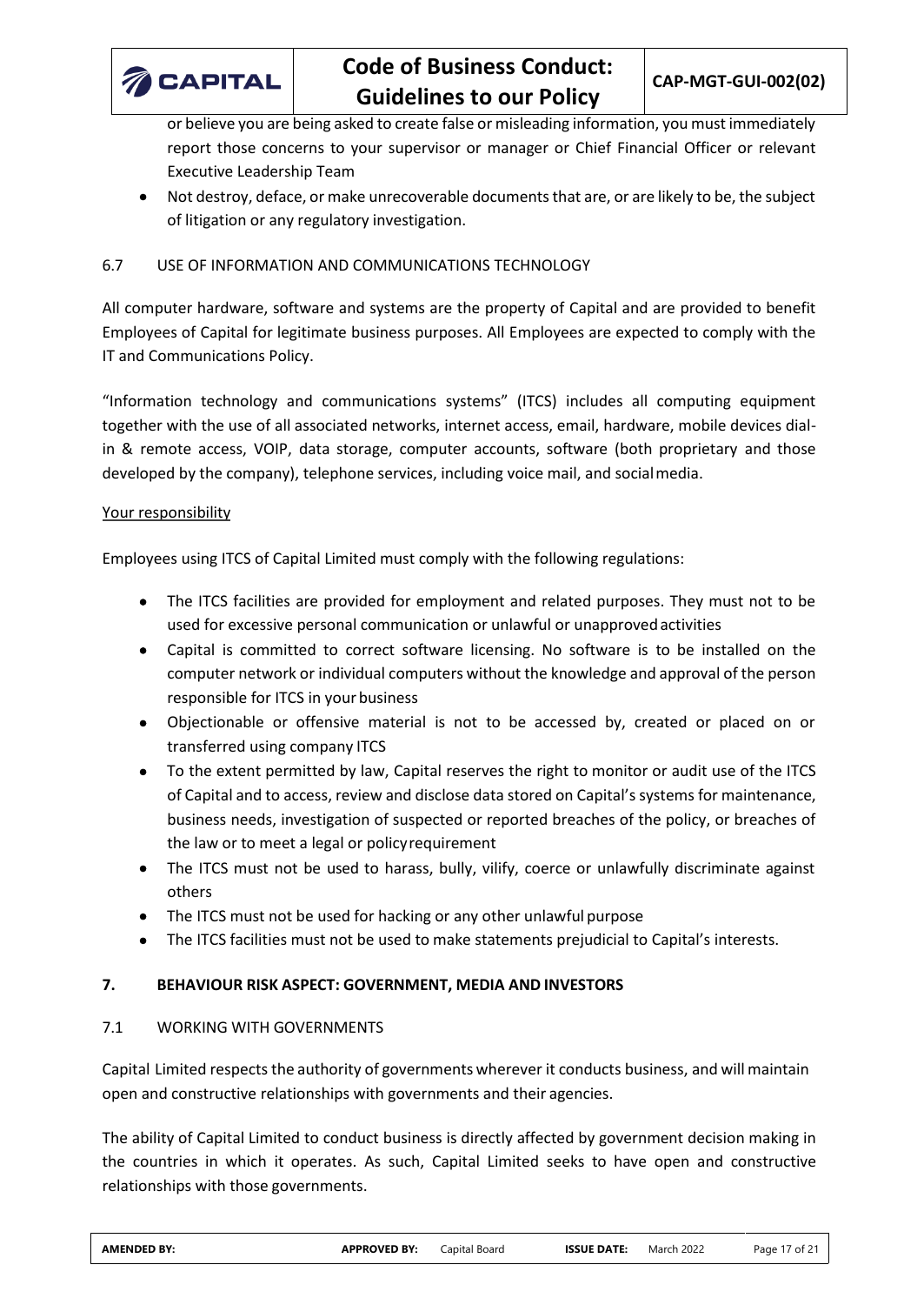or believe you are being asked to create false or misleading information, you must immediately report those concerns to your supervisor or manager or Chief Financial Officer or relevant Executive Leadership Team

- Not destroy, deface, or make unrecoverable documents that are, or are likely to be, the subject of litigation or any regulatory investigation.

### 6.7 USE OF INFORMATION AND COMMUNICATIONS TECHNOLOGY

All computer hardware, software and systems are the property of Capital and are provided to benefit Employees of Capital for legitimate business purposes. All Employees are expected to comply with the IT and Communications Policy.

"Information technology and communications systems" (ITCS) includes all computing equipment together with the use of all associated networks, internet access, email, hardware, mobile devices dial-in & remote access, VOIP, data storage, computer accounts, software (both proprietary and those developed by the company), telephone services, including voice mail, and social media.

Your responsibility

Employees using ITCS of Capital Limited must comply with the following regulations:

- The ITCS facilities are provided for employment and related purposes. They must not to be used for excessive personal communication or unlawful or unapproved activities
- Capital is committed to correct software licensing. No software is to be installed on the computer network or individual computers without the knowledge and approval of the person responsible for ITCS in your business
- Objectionable or offensive material is not to be accessed by, created or placed on or transferred using company ITCS
- To the extent permitted by law, Capital reserves the right to monitor or audit use of the ITCS of Capital and to access, review and disclose data stored on Capital's systems for maintenance, business needs, investigation of suspected or reported breaches of the policy, or breaches of the law or to meet a legal or policy requirement
- The ITCS must not be used to harass, bully, vilify, coerce or unlawfully discriminate against others
- The ITCS must not be used for hacking or any other unlawful purpose
- The ITCS facilities must not be used to make statements prejudicial to Capital's interests.

## 7. BEHAVIOUR RISK ASPECT: GOVERNMENT, MEDIA AND INVESTORS

### 7.1 WORKING WITH GOVERNMENTS

Capital Limited respects the authority of governments wherever it conducts business, and will maintain open and constructive relationships with governments and their agencies.

The ability of Capital Limited to conduct business is directly affected by government decision making in the countries in which it operates. As such, Capital Limited seeks to have open and constructive relationships with those governments.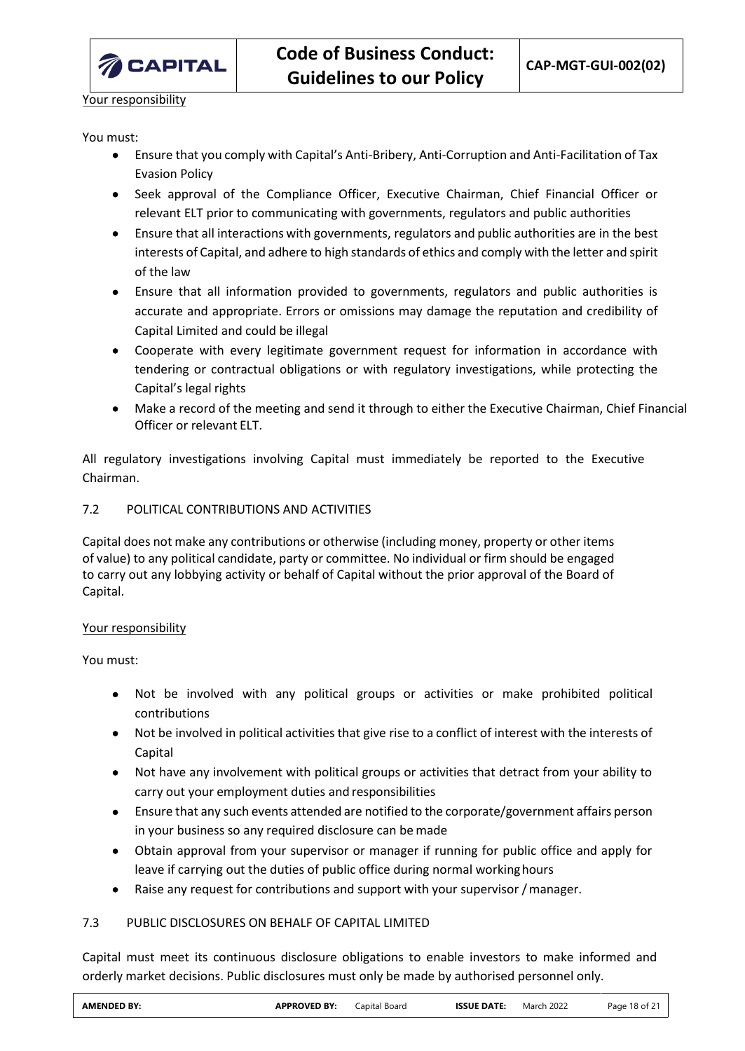Your responsibility

You must:

- Ensure that you comply with Capital's Anti-Bribery, Anti-Corruption and Anti-Facilitation of Tax Evasion Policy
- Seek approval of the Compliance Officer, Executive Chairman, Chief Financial Officer or relevant ELT prior to communicating with governments, regulators and public authorities
- Ensure that all interactions with governments, regulators and public authorities are in the best interests of Capital, and adhere to high standards of ethics and comply with the letter and spirit of the law
- Ensure that all information provided to governments, regulators and public authorities is accurate and appropriate. Errors or omissions may damage the reputation and credibility of Capital Limited and could be illegal
- Cooperate with every legitimate government request for information in accordance with tendering or contractual obligations or with regulatory investigations, while protecting the Capital's legal rights
- Make a record of the meeting and send it through to either the Executive Chairman, Chief Financial Officer or relevant ELT.

All regulatory investigations involving Capital must immediately be reported to the Executive Chairman.

### 7.2 POLITICAL CONTRIBUTIONS AND ACTIVITIES

Capital does not make any contributions or otherwise (including money, property or other items of value) to any political candidate, party or committee. No individual or firm should be engaged to carry out any lobbying activity or behalf of Capital without the prior approval of the Board of Capital.

Your responsibility

You must:

- Not be involved with any political groups or activities or make prohibited political contributions
- Not be involved in political activities that give rise to a conflict of interest with the interests of Capital
- Not have any involvement with political groups or activities that detract from your ability to carry out your employment duties and responsibilities
- Ensure that any such events attended are notified to the corporate/government affairs person in your business so any required disclosure can be made
- Obtain approval from your supervisor or manager if running for public office and apply for leave if carrying out the duties of public office during normal working hours
- Raise any request for contributions and support with your supervisor / manager.

### 7.3 PUBLIC DISCLOSURES ON BEHALF OF CAPITAL LIMITED

Capital must meet its continuous disclosure obligations to enable investors to make informed and orderly market decisions. Public disclosures must only be made by authorised personnel only.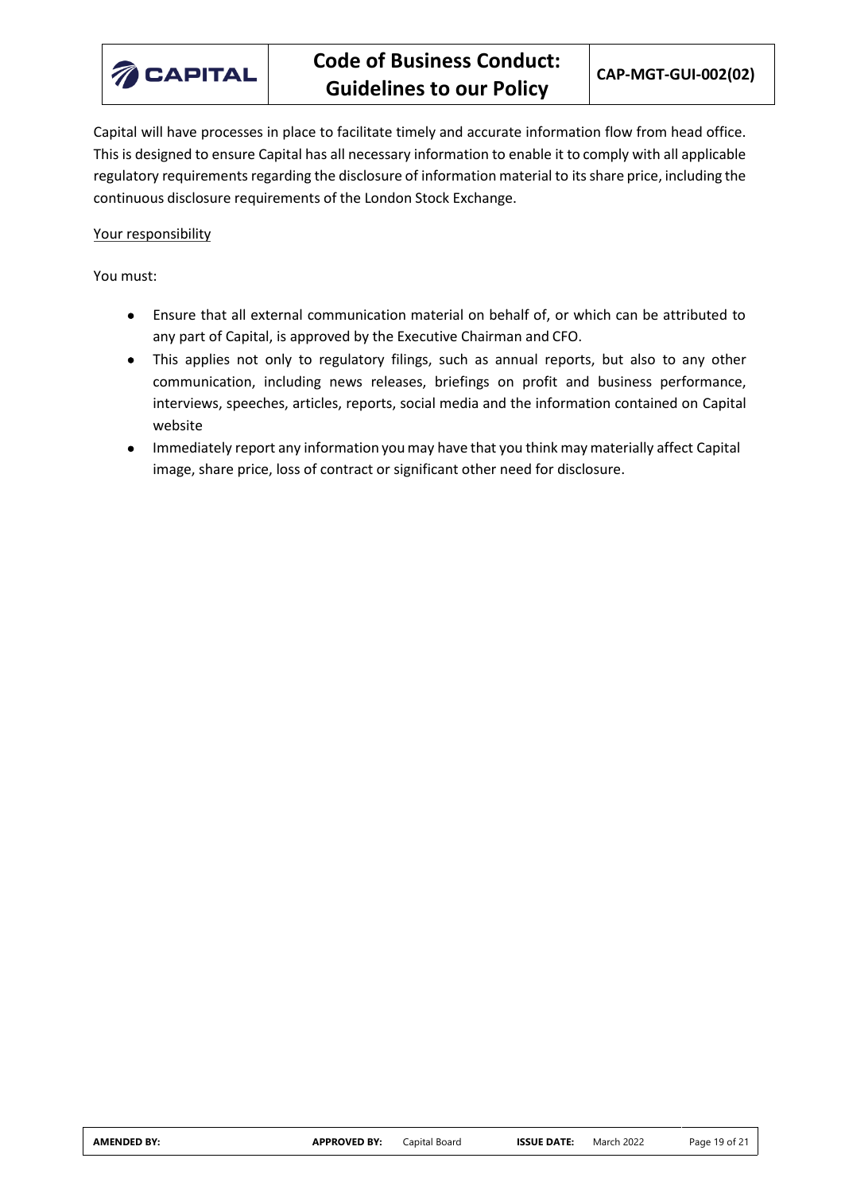Capital will have processes in place to facilitate timely and accurate information flow from head office. This is designed to ensure Capital has all necessary information to enable it to comply with all applicable regulatory requirements regarding the disclosure of information material to its share price, including the continuous disclosure requirements of the London Stock Exchange.

<u>Your responsibility</u>

You must:

- Ensure that all external communication material on behalf of, or which can be attributed to any part of Capital, is approved by the Executive Chairman and CFO.
- This applies not only to regulatory filings, such as annual reports, but also to any other communication, including news releases, briefings on profit and business performance, interviews, speeches, articles, reports, social media and the information contained on Capital website
- Immediately report any information you may have that you think may materially affect Capital image, share price, loss of contract or significant other need for disclosure.